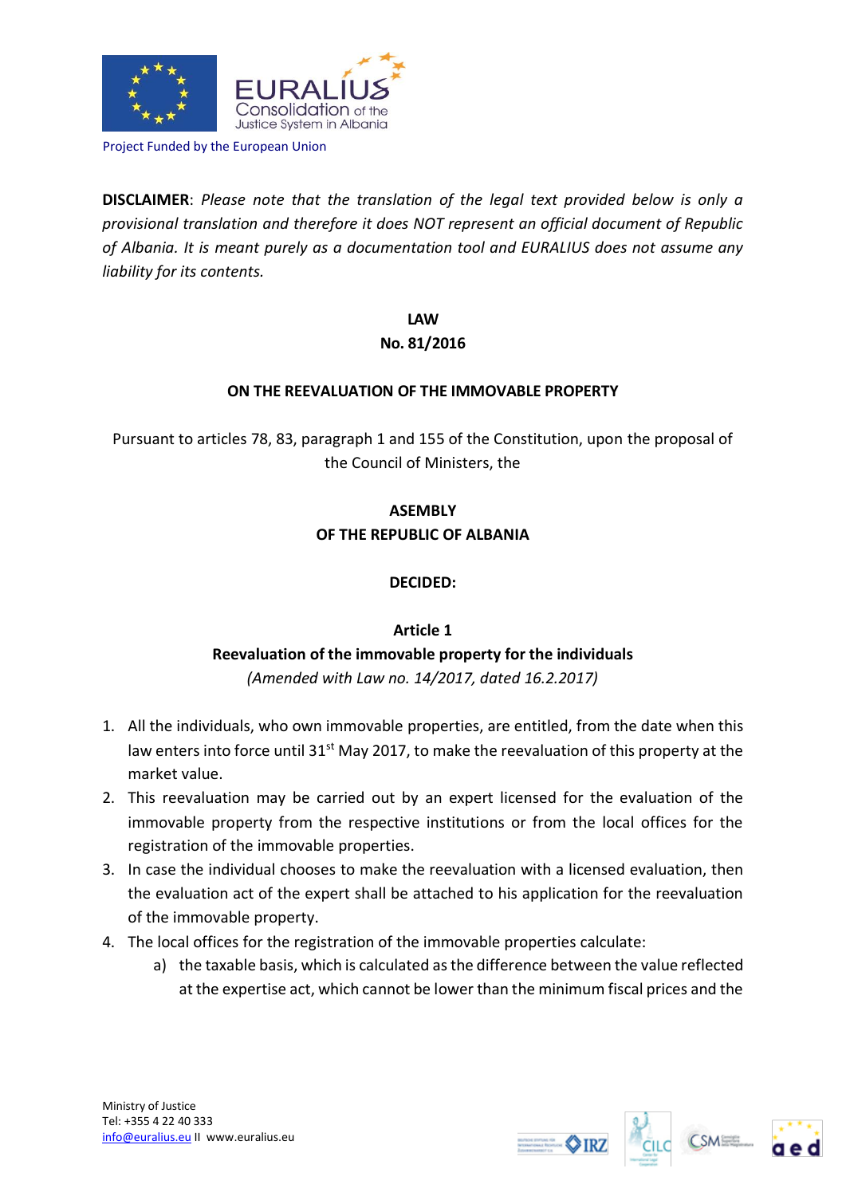Project Funded by the European Union

**DISCLAIMER**: *Please note that the translation of the legal text provided below is only a provisional translation and therefore it does NOT represent an official document of Republic of Albania. It is meant purely as a documentation tool and EURALIUS does not assume any liability for its contents.*

**LAW**
**No. 81/2016**

**ON THE REEVALUATION OF THE IMMOVABLE PROPERTY**

Pursuant to articles 78, 83, paragraph 1 and 155 of the Constitution, upon the proposal of the Council of Ministers, the

**ASEMBLY**
**OF THE REPUBLIC OF ALBANIA**

**DECIDED:**

**Article 1**
**Reevaluation of the immovable property for the individuals**
*(Amended with Law no. 14/2017, dated 16.2.2017)*

1. All the individuals, who own immovable properties, are entitled, from the date when this law enters into force until 31st May 2017, to make the reevaluation of this property at the market value.
2. This reevaluation may be carried out by an expert licensed for the evaluation of the immovable property from the respective institutions or from the local offices for the registration of the immovable properties.
3. In case the individual chooses to make the reevaluation with a licensed evaluation, then the evaluation act of the expert shall be attached to his application for the reevaluation of the immovable property.
4. The local offices for the registration of the immovable properties calculate:
    a) the taxable basis, which is calculated as the difference between the value reflected at the expertise act, which cannot be lower than the minimum fiscal prices and the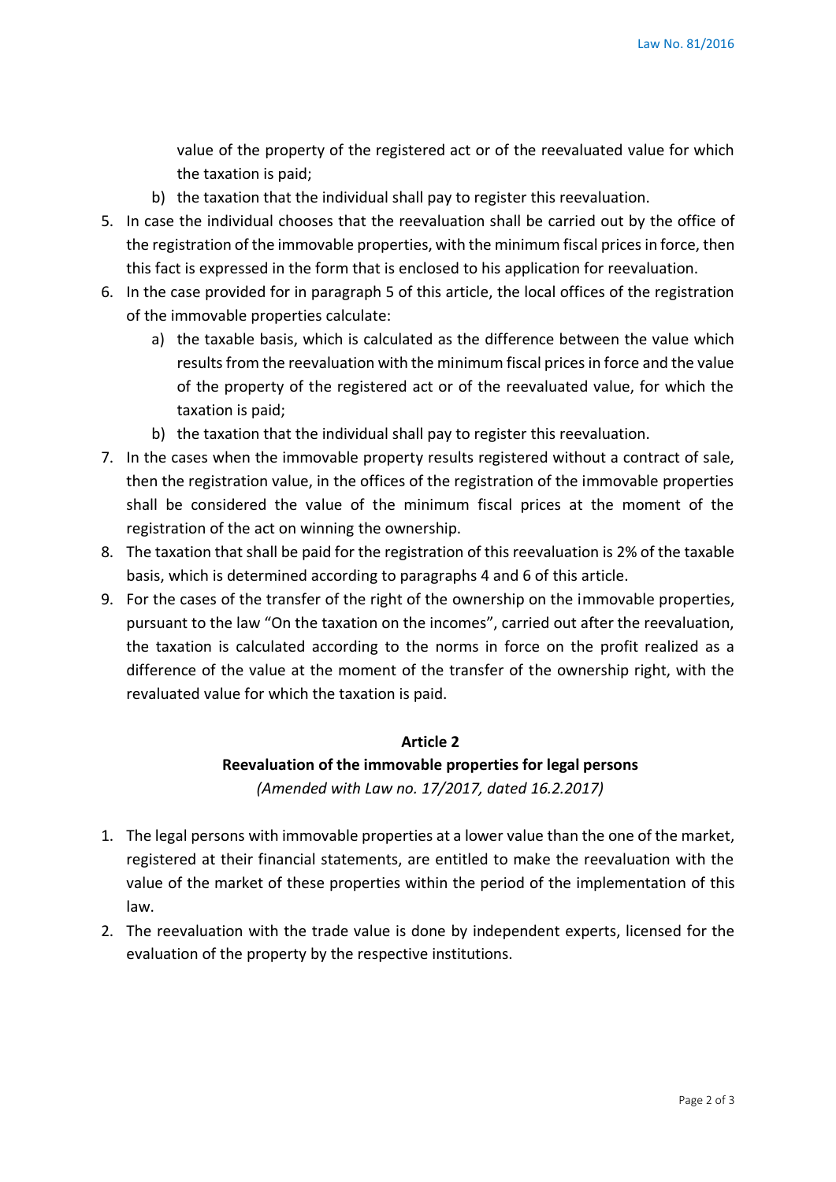value of the property of the registered act or of the reevaluated value for which the taxation is paid;

b) the taxation that the individual shall pay to register this reevaluation.

5. In case the individual chooses that the reevaluation shall be carried out by the office of the registration of the immovable properties, with the minimum fiscal prices in force, then this fact is expressed in the form that is enclosed to his application for reevaluation.
6. In the case provided for in paragraph 5 of this article, the local offices of the registration of the immovable properties calculate:
   a) the taxable basis, which is calculated as the difference between the value which results from the reevaluation with the minimum fiscal prices in force and the value of the property of the registered act or of the reevaluated value, for which the taxation is paid;
   b) the taxation that the individual shall pay to register this reevaluation.
7. In the cases when the immovable property results registered without a contract of sale, then the registration value, in the offices of the registration of the immovable properties shall be considered the value of the minimum fiscal prices at the moment of the registration of the act on winning the ownership.
8. The taxation that shall be paid for the registration of this reevaluation is 2% of the taxable basis, which is determined according to paragraphs 4 and 6 of this article.
9. For the cases of the transfer of the right of the ownership on the immovable properties, pursuant to the law "On the taxation on the incomes", carried out after the reevaluation, the taxation is calculated according to the norms in force on the profit realized as a difference of the value at the moment of the transfer of the ownership right, with the revaluated value for which the taxation is paid.

**Article 2**

**Reevaluation of the immovable properties for legal persons**

*(Amended with Law no. 17/2017, dated 16.2.2017)*

1. The legal persons with immovable properties at a lower value than the one of the market, registered at their financial statements, are entitled to make the reevaluation with the value of the market of these properties within the period of the implementation of this law.
2. The reevaluation with the trade value is done by independent experts, licensed for the evaluation of the property by the respective institutions.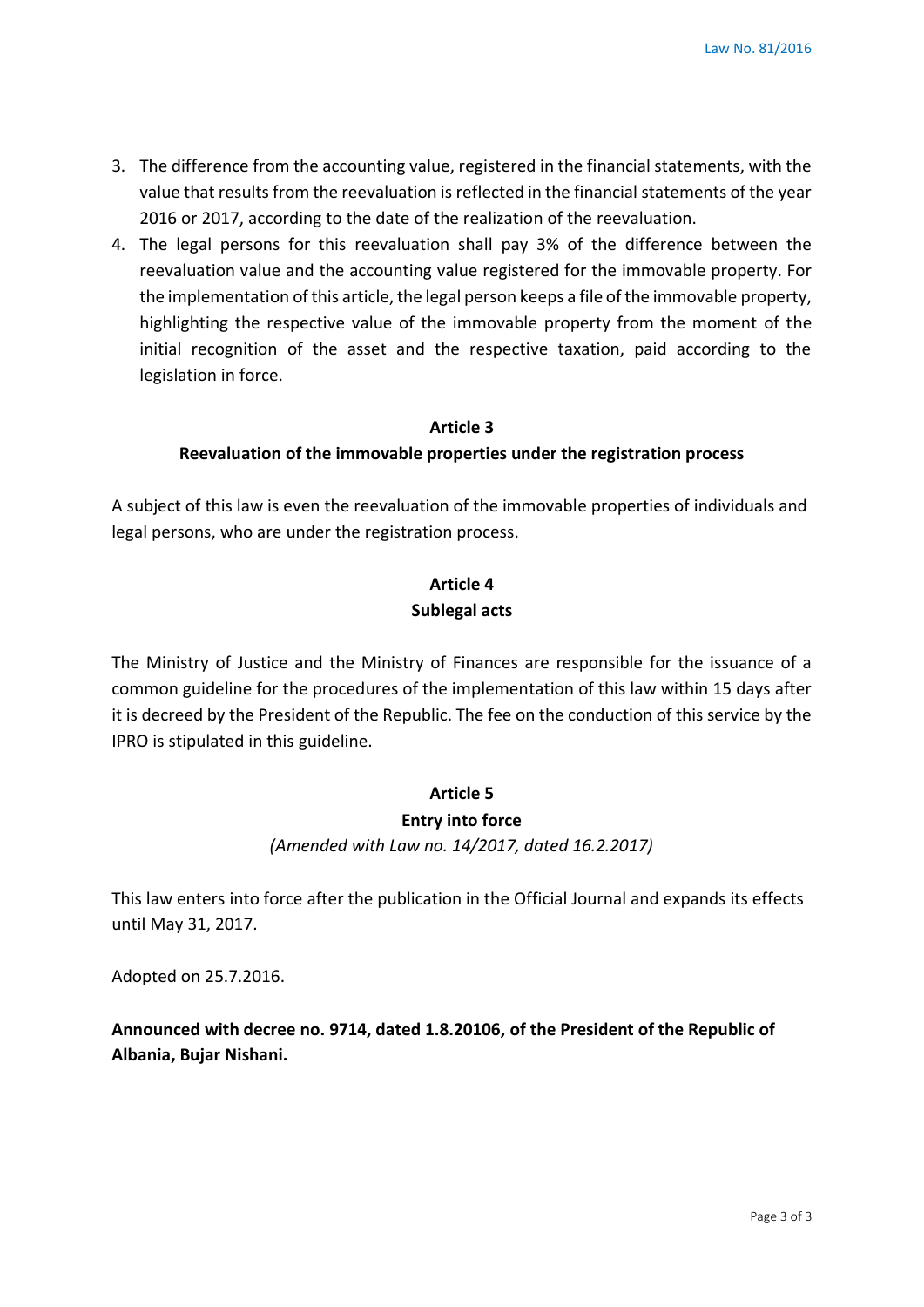3. The difference from the accounting value, registered in the financial statements, with the value that results from the reevaluation is reflected in the financial statements of the year 2016 or 2017, according to the date of the realization of the reevaluation.
4. The legal persons for this reevaluation shall pay 3% of the difference between the reevaluation value and the accounting value registered for the immovable property. For the implementation of this article, the legal person keeps a file of the immovable property, highlighting the respective value of the immovable property from the moment of the initial recognition of the asset and the respective taxation, paid according to the legislation in force.

**Article 3**

**Reevaluation of the immovable properties under the registration process**

A subject of this law is even the reevaluation of the immovable properties of individuals and legal persons, who are under the registration process.

**Article 4**

**Sublegal acts**

The Ministry of Justice and the Ministry of Finances are responsible for the issuance of a common guideline for the procedures of the implementation of this law within 15 days after it is decreed by the President of the Republic. The fee on the conduction of this service by the IPRO is stipulated in this guideline.

**Article 5**

**Entry into force**

*(Amended with Law no. 14/2017, dated 16.2.2017)*

This law enters into force after the publication in the Official Journal and expands its effects until May 31, 2017.

Adopted on 25.7.2016.

**Announced with decree no. 9714, dated 1.8.20106, of the President of the Republic of Albania, Bujar Nishani.**